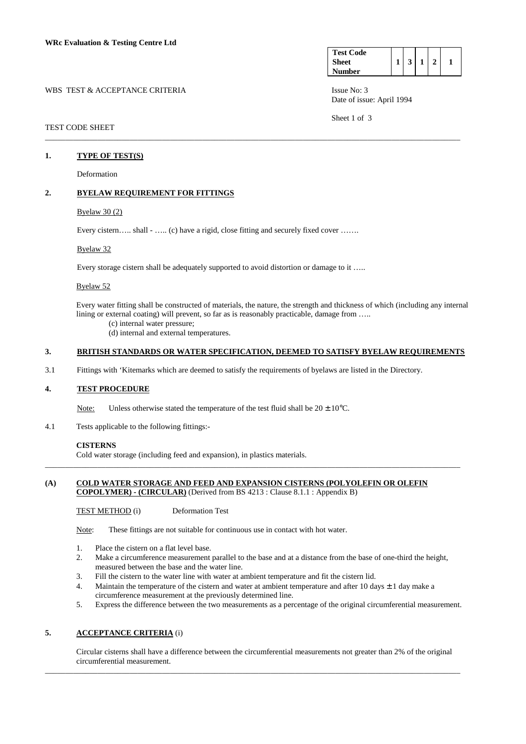**WRc Evaluation & Testing Centre Ltd**

| Test Code Sheet Number | 1 | 3 | 1 | 2 | 1 |
|---|---|---|---|---|---|

WBS TEST & ACCEPTANCE CRITERIA

Issue No: 3
Date of issue: April 1994

TEST CODE SHEET

---

## 1. TYPE OF TEST(S)

Deformation

## 2. BYELAW REQUIREMENT FOR FITTINGS

Byelaw 30 (2)

Every cistern….. shall - ….. (c) have a rigid, close fitting and securely fixed cover …….

Byelaw 32

Every storage cistern shall be adequately supported to avoid distortion or damage to it …..

Byelaw 52

Every water fitting shall be constructed of materials, the nature, the strength and thickness of which (including any internal lining or external coating) will prevent, so far as is reasonably practicable, damage from …..

(c) internal water pressure;
(d) internal and external temperatures.

## 3. BRITISH STANDARDS OR WATER SPECIFICATION, DEEMED TO SATISFY BYELAW REQUIREMENTS

3.1 Fittings with 'Kitemarks which are deemed to satisfy the requirements of byelaws are listed in the Directory.

## 4. TEST PROCEDURE

Note: Unless otherwise stated the temperature of the test fluid shall be 20 ± 10°C.

4.1 Tests applicable to the following fittings:-

**CISTERNS**
Cold water storage (including feed and expansion), in plastics materials.

---

**(A) COLD WATER STORAGE AND FEED AND EXPANSION CISTERNS (POLYOLEFIN OR OLEFIN COPOLYMER) - (CIRCULAR)** (Derived from BS 4213 : Clause 8.1.1 : Appendix B)

TEST METHOD (i) Deformation Test

Note: These fittings are not suitable for continuous use in contact with hot water.

1. Place the cistern on a flat level base.
2. Make a circumference measurement parallel to the base and at a distance from the base of one-third the height, measured between the base and the water line.
3. Fill the cistern to the water line with water at ambient temperature and fit the cistern lid.
4. Maintain the temperature of the cistern and water at ambient temperature and after 10 days ± 1 day make a circumference measurement at the previously determined line.
5. Express the difference between the two measurements as a percentage of the original circumferential measurement.

## 5. ACCEPTANCE CRITERIA (i)

Circular cisterns shall have a difference between the circumferential measurements not greater than 2% of the original circumferential measurement.

---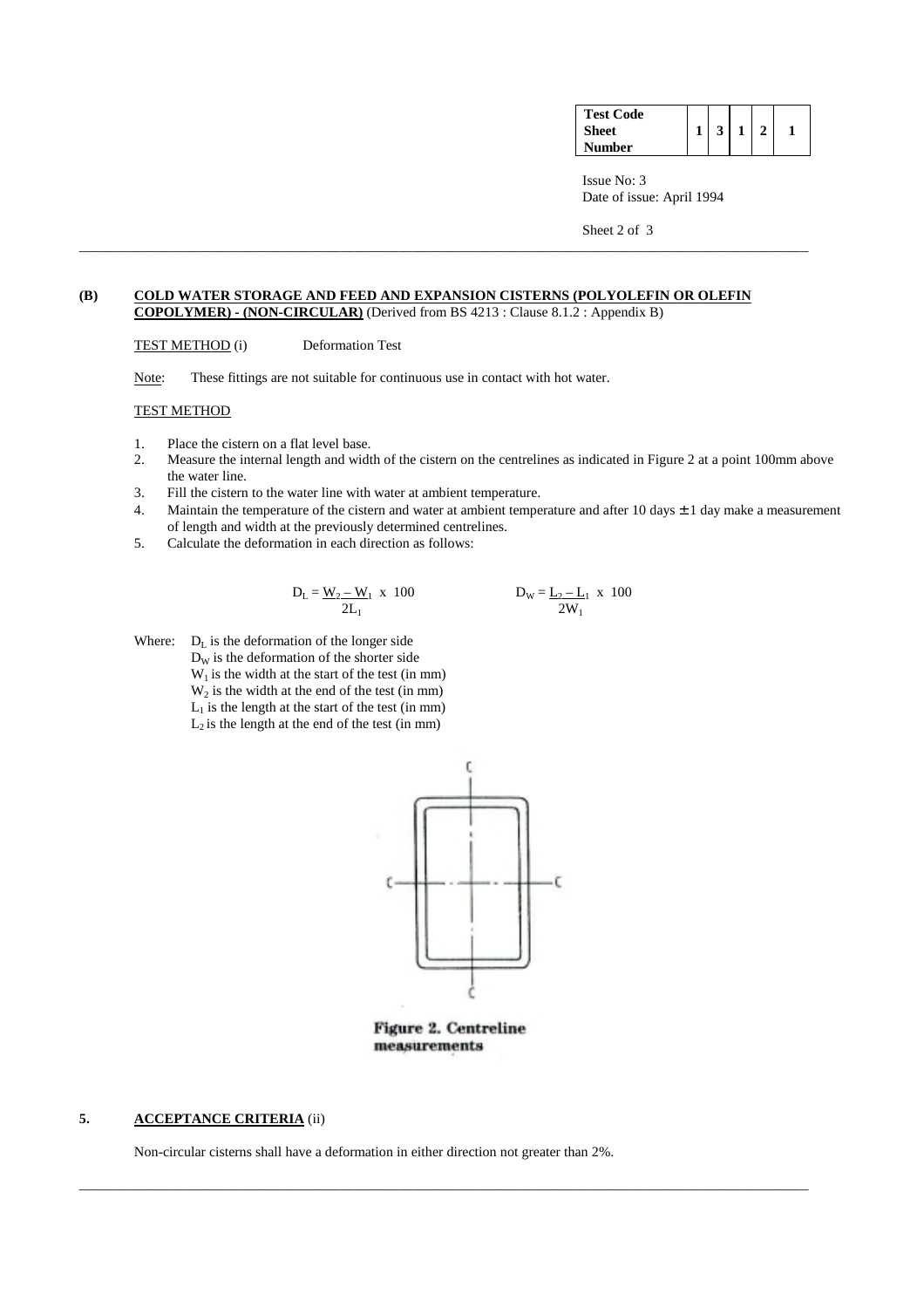| Test Code Sheet Number | 1 | 3 | 1 | 2 | 1 |
|---|---|---|---|---|---|

Issue No: 3
Date of issue: April 1994

**(B) COLD WATER STORAGE AND FEED AND EXPANSION CISTERNS (POLYOLEFIN OR OLEFIN COPOLYMER) - (NON-CIRCULAR)** (Derived from BS 4213 : Clause 8.1.2 : Appendix B)

TEST METHOD (i) Deformation Test

Note: These fittings are not suitable for continuous use in contact with hot water.

TEST METHOD

1. Place the cistern on a flat level base.
2. Measure the internal length and width of the cistern on the centrelines as indicated in Figure 2 at a point 100mm above the water line.
3. Fill the cistern to the water line with water at ambient temperature.
4. Maintain the temperature of the cistern and water at ambient temperature and after 10 days ± 1 day make a measurement of length and width at the previously determined centrelines.
5. Calculate the deformation in each direction as follows:

$$D_L = \frac{W_2 - W_1}{2L_1} \times 100 \qquad D_W = \frac{L_2 - L_1}{2W_1} \times 100$$

Where: $D_L$ is the deformation of the longer side
$D_W$ is the deformation of the shorter side
$W_1$ is the width at the start of the test (in mm)
$W_2$ is the width at the end of the test (in mm)
$L_1$ is the length at the start of the test (in mm)
$L_2$ is the length at the end of the test (in mm)

Figure 2. Centreline measurements

## 5. ACCEPTANCE CRITERIA (ii)

Non-circular cisterns shall have a deformation in either direction not greater than 2%.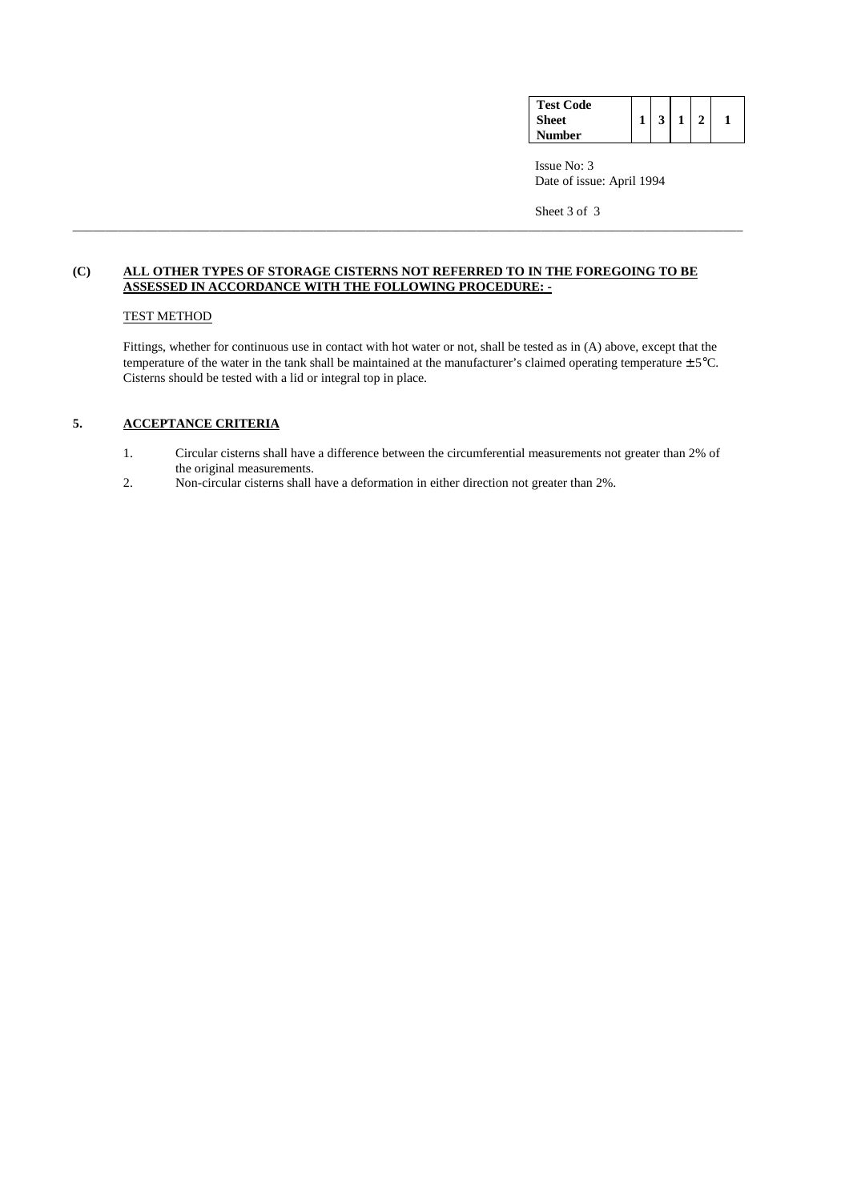**(C) ALL OTHER TYPES OF STORAGE CISTERNS NOT REFERRED TO IN THE FOREGOING TO BE ASSESSED IN ACCORDANCE WITH THE FOLLOWING PROCEDURE: -**

TEST METHOD

Fittings, whether for continuous use in contact with hot water or not, shall be tested as in (A) above, except that the temperature of the water in the tank shall be maintained at the manufacturer's claimed operating temperature ± 5°C. Cisterns should be tested with a lid or integral top in place.

## 5. ACCEPTANCE CRITERIA

1. Circular cisterns shall have a difference between the circumferential measurements not greater than 2% of the original measurements.
2. Non-circular cisterns shall have a deformation in either direction not greater than 2%.